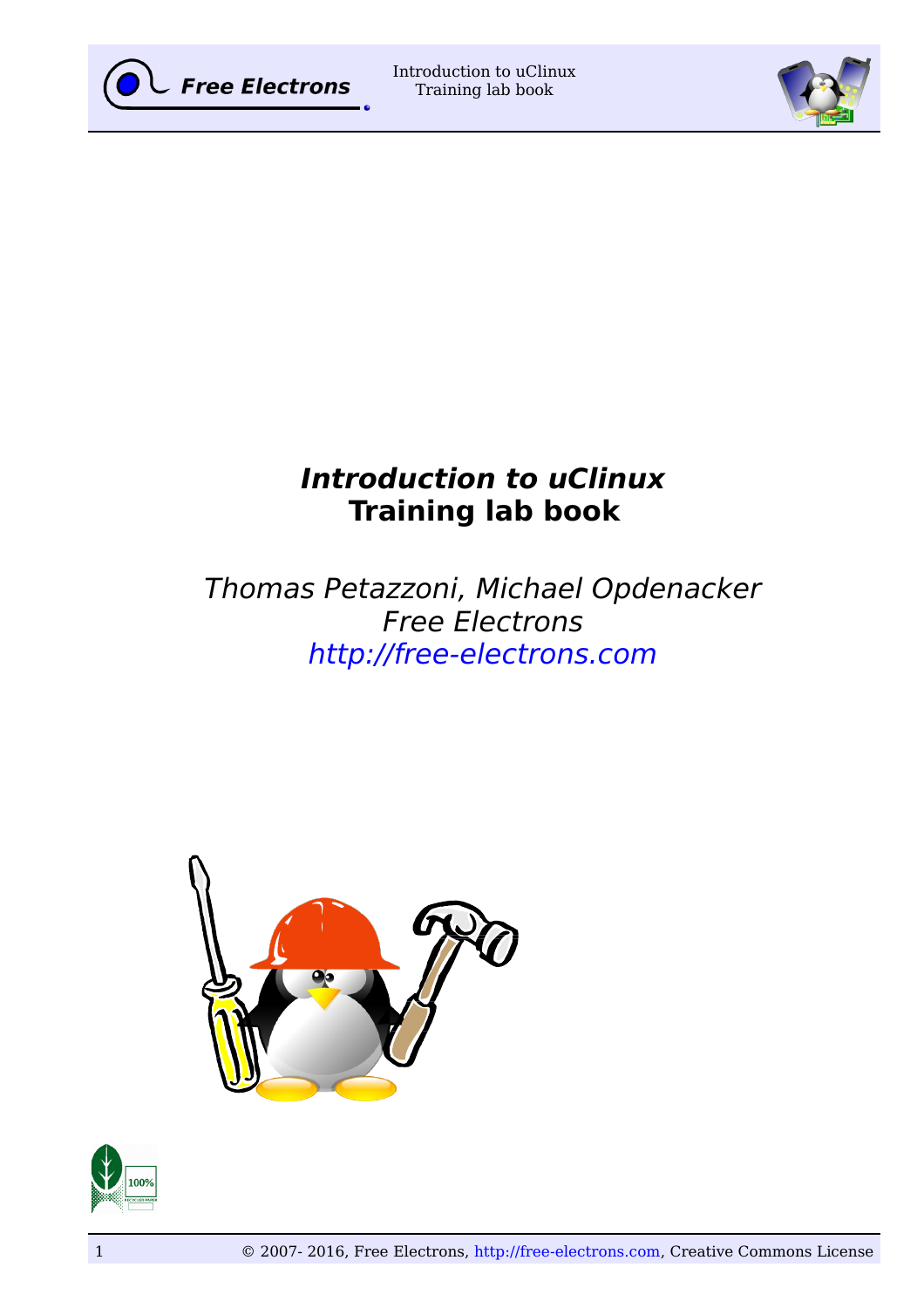# *Introduction to uClinux*
# Training lab book

*Thomas Petazzoni, Michael Opdenacker*
*Free Electrons*
*http://free-electrons.com*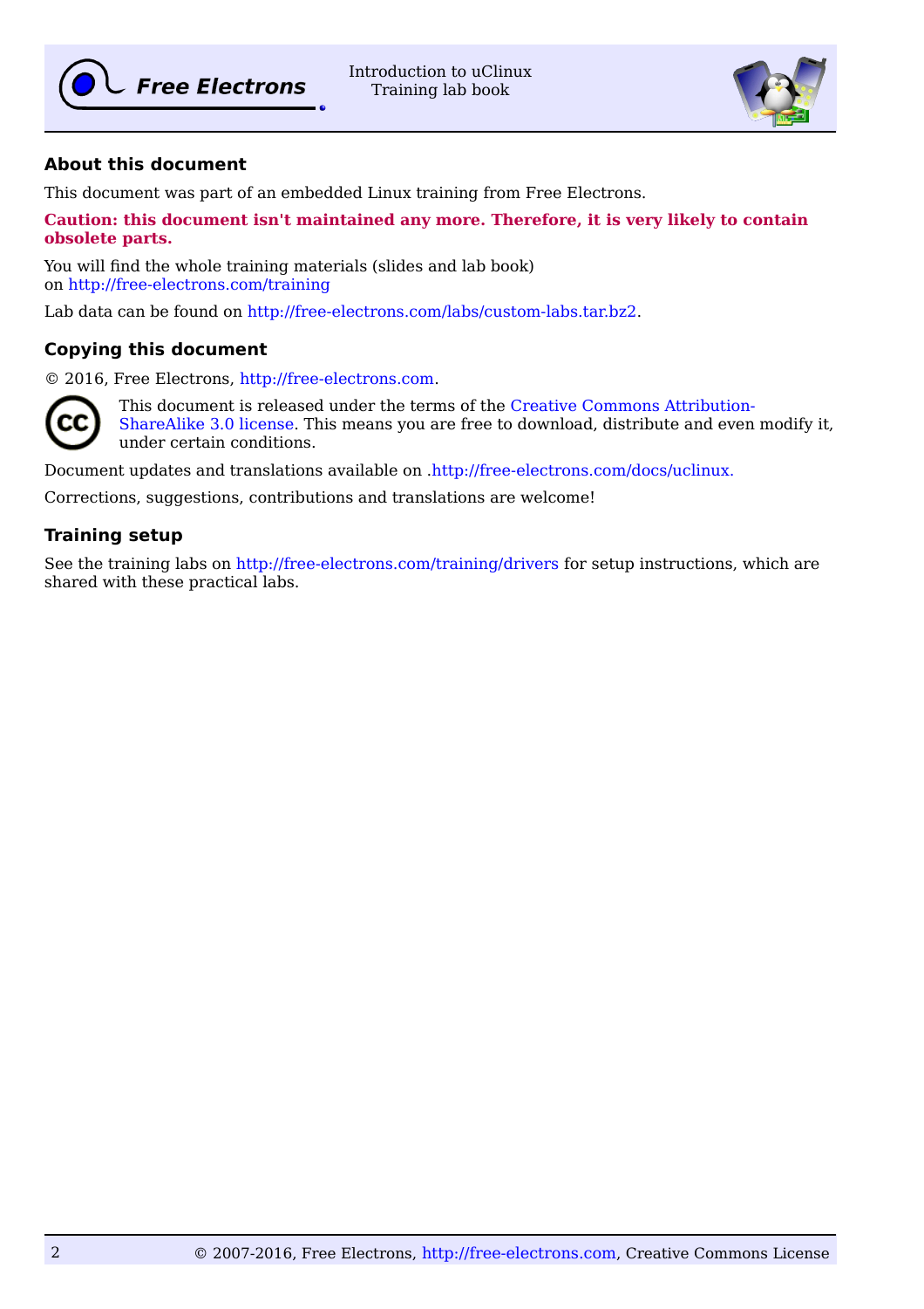## About this document

This document was part of an embedded Linux training from Free Electrons.

**Caution: this document isn't maintained any more. Therefore, it is very likely to contain obsolete parts.**

You will find the whole training materials (slides and lab book) on http://free-electrons.com/training

Lab data can be found on http://free-electrons.com/labs/custom-labs.tar.bz2.

## Copying this document

© 2016, Free Electrons, http://free-electrons.com.

This document is released under the terms of the Creative Commons Attribution-ShareAlike 3.0 license. This means you are free to download, distribute and even modify it, under certain conditions.

Document updates and translations available on .http://free-electrons.com/docs/uclinux.

Corrections, suggestions, contributions and translations are welcome!

## Training setup

See the training labs on http://free-electrons.com/training/drivers for setup instructions, which are shared with these practical labs.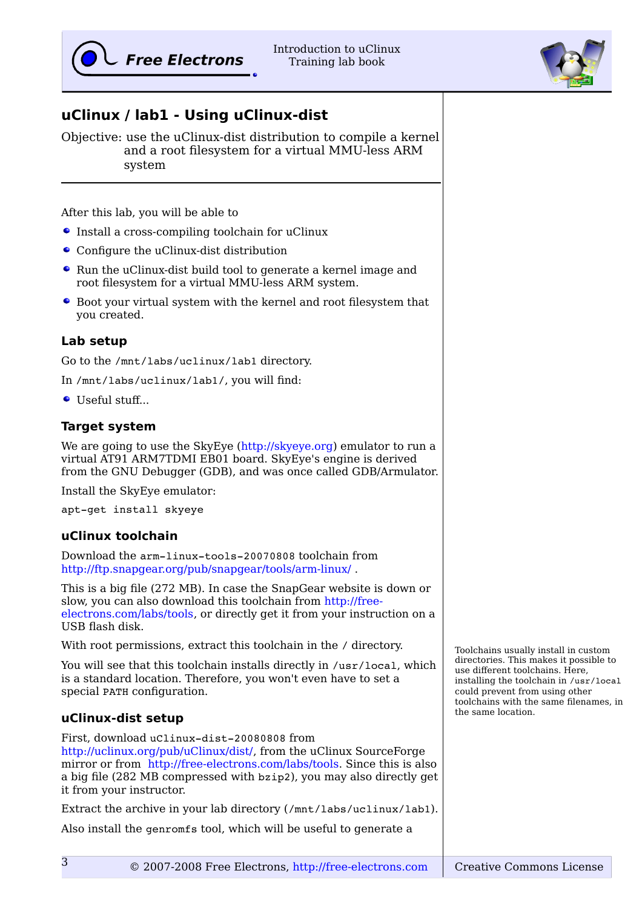## uClinux / lab1 - Using uClinux-dist

Objective: use the uClinux-dist distribution to compile a kernel and a root filesystem for a virtual MMU-less ARM system

After this lab, you will be able to

- Install a cross-compiling toolchain for uClinux
- Configure the uClinux-dist distribution
- Run the uClinux-dist build tool to generate a kernel image and root filesystem for a virtual MMU-less ARM system.
- Boot your virtual system with the kernel and root filesystem that you created.

### Lab setup

Go to the `/mnt/labs/uclinux/lab1` directory.

In `/mnt/labs/uclinux/lab1/`, you will find:

- Useful stuff...

### Target system

We are going to use the SkyEye (http://skyeye.org) emulator to run a virtual AT91 ARM7TDMI EB01 board. SkyEye's engine is derived from the GNU Debugger (GDB), and was once called GDB/Armulator.

Install the SkyEye emulator:

```
apt-get install skyeye
```

### uClinux toolchain

Download the `arm-linux-tools-20070808` toolchain from http://ftp.snapgear.org/pub/snapgear/tools/arm-linux/ .

This is a big file (272 MB). In case the SnapGear website is down or slow, you can also download this toolchain from http://free-electrons.com/labs/tools, or directly get it from your instruction on a USB flash disk.

With root permissions, extract this toolchain in the / directory.

You will see that this toolchain installs directly in `/usr/local`, which is a standard location. Therefore, you won't even have to set a special `PATH` configuration.

Toolchains usually install in custom directories. This makes it possible to use different toolchains. Here, installing the toolchain in `/usr/local` could prevent from using other toolchains with the same filenames, in the same location.

### uClinux-dist setup

First, download `uClinux-dist-20080808` from http://uclinux.org/pub/uClinux/dist/, from the uClinux SourceForge mirror or from http://free-electrons.com/labs/tools. Since this is also a big file (282 MB compressed with `bzip2`), you may also directly get it from your instructor.

Extract the archive in your lab directory (`/mnt/labs/uclinux/lab1`).

Also install the `genromfs` tool, which will be useful to generate a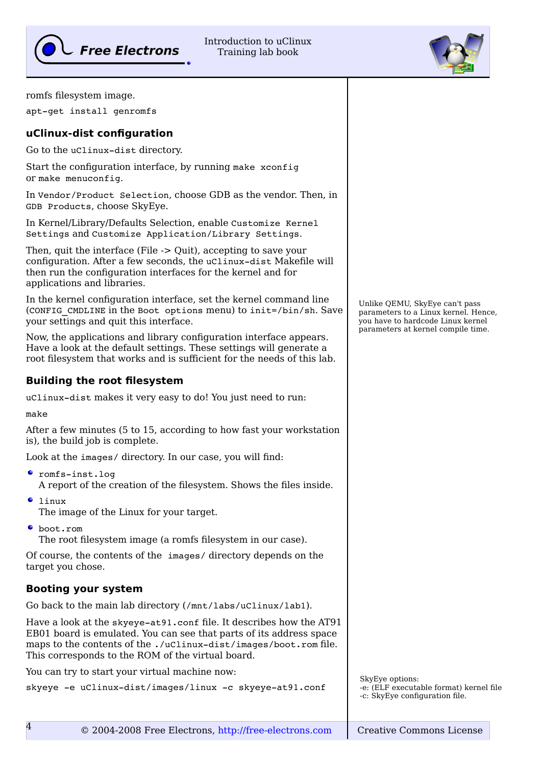romfs filesystem image.

```
apt-get install genromfs
```

### uClinux-dist configuration

Go to the `uClinux-dist` directory.

Start the configuration interface, by running `make xconfig` or `make menuconfig`.

In `Vendor/Product Selection`, choose GDB as the vendor. Then, in `GDB Products`, choose SkyEye.

In Kernel/Library/Defaults Selection, enable `Customize Kernel Settings` and `Customize Application/Library Settings`.

Then, quit the interface (File -> Quit), accepting to save your configuration. After a few seconds, the `uClinux-dist` Makefile will then run the configuration interfaces for the kernel and for applications and libraries.

In the kernel configuration interface, set the kernel command line (`CONFIG_CMDLINE` in the `Boot options` menu) to `init=/bin/sh`. Save your settings and quit this interface.

Unlike QEMU, SkyEye can't pass parameters to a Linux kernel. Hence, you have to hardcode Linux kernel parameters at kernel compile time.

Now, the applications and library configuration interface appears. Have a look at the default settings. These settings will generate a root filesystem that works and is sufficient for the needs of this lab.

### Building the root filesystem

`uClinux-dist` makes it very easy to do! You just need to run:

```
make
```

After a few minutes (5 to 15, according to how fast your workstation is), the build job is complete.

Look at the `images/` directory. In our case, you will find:

- `romfs-inst.log`
  A report of the creation of the filesystem. Shows the files inside.
- `linux`
  The image of the Linux for your target.
- `boot.rom`
  The root filesystem image (a romfs filesystem in our case).

Of course, the contents of the `images/` directory depends on the target you chose.

### Booting your system

Go back to the main lab directory (`/mnt/labs/uClinux/lab1`).

Have a look at the `skyeye-at91.conf` file. It describes how the AT91 EB01 board is emulated. You can see that parts of its address space maps to the contents of the `./uClinux-dist/images/boot.rom` file. This corresponds to the ROM of the virtual board.

You can try to start your virtual machine now:

```
skyeye -e uClinux-dist/images/linux -c skyeye-at91.conf
```

SkyEye options:
-e: (ELF executable format) kernel file
-c: SkyEye configuration file.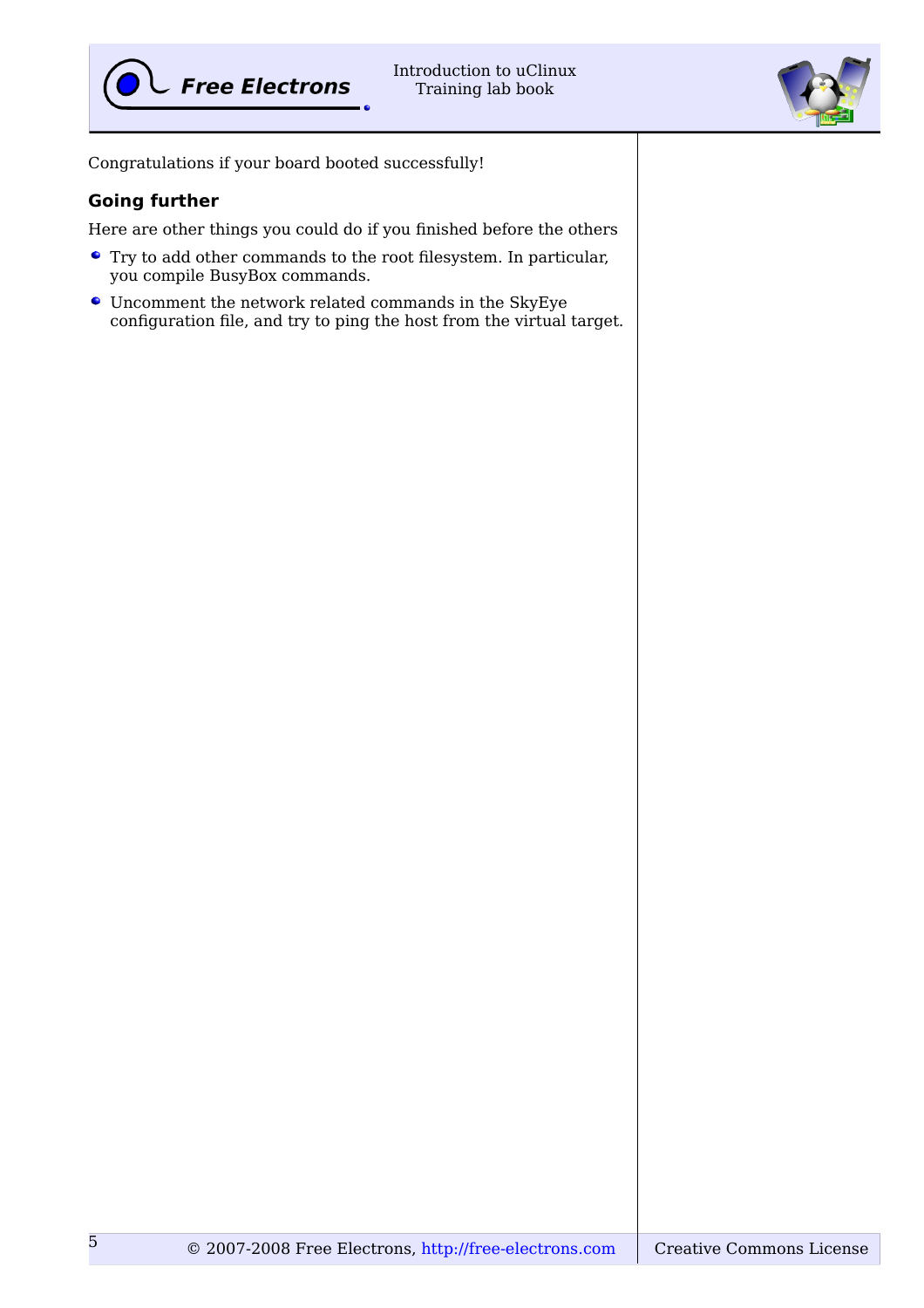Congratulations if your board booted successfully!

### Going further

Here are other things you could do if you finished before the others

- Try to add other commands to the root filesystem. In particular, you compile BusyBox commands.
- Uncomment the network related commands in the SkyEye configuration file, and try to ping the host from the virtual target.